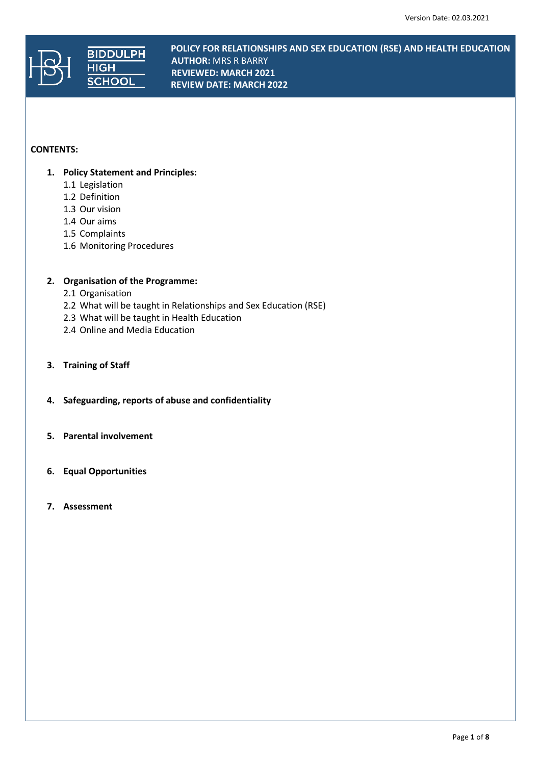Version Date: 02.03.2021

BIDDULPH HIGH SCHOOL

**POLICY FOR RELATIONSHIPS AND SEX EDUCATION (RSE) AND HEALTH EDUCATION**
**AUTHOR:** MRS R BARRY
**REVIEWED: MARCH 2021**
**REVIEW DATE: MARCH 2022**

**CONTENTS:**

1. **Policy Statement and Principles:**
   - 1.1 Legislation
   - 1.2 Definition
   - 1.3 Our vision
   - 1.4 Our aims
   - 1.5 Complaints
   - 1.6 Monitoring Procedures

2. **Organisation of the Programme:**
   - 2.1 Organisation
   - 2.2 What will be taught in Relationships and Sex Education (RSE)
   - 2.3 What will be taught in Health Education
   - 2.4 Online and Media Education

3. **Training of Staff**

4. **Safeguarding, reports of abuse and confidentiality**

5. **Parental involvement**

6. **Equal Opportunities**

7. **Assessment**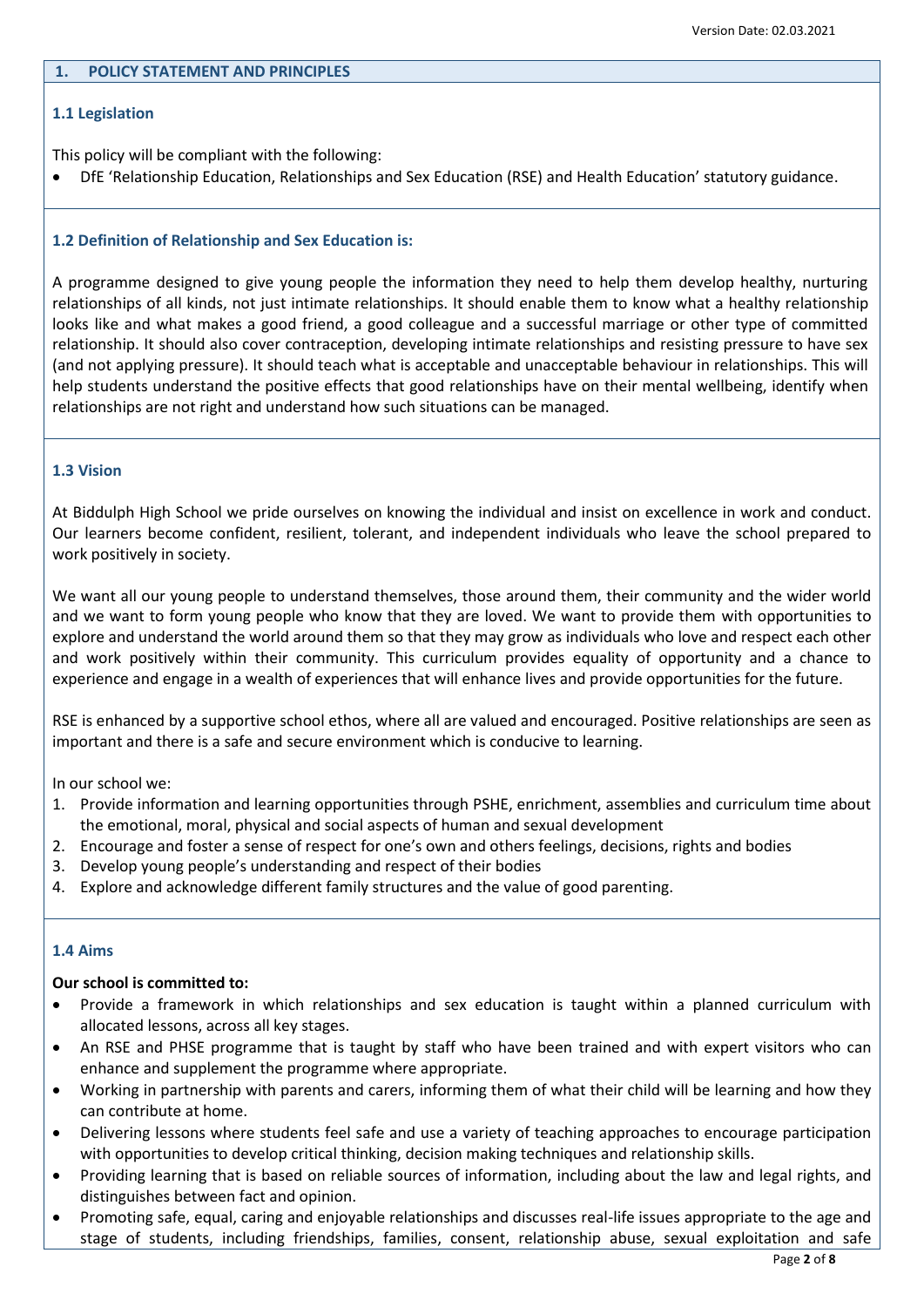## 1. POLICY STATEMENT AND PRINCIPLES

### 1.1 Legislation

This policy will be compliant with the following:

- DfE 'Relationship Education, Relationships and Sex Education (RSE) and Health Education' statutory guidance.

### 1.2 Definition of Relationship and Sex Education is:

A programme designed to give young people the information they need to help them develop healthy, nurturing relationships of all kinds, not just intimate relationships. It should enable them to know what a healthy relationship looks like and what makes a good friend, a good colleague and a successful marriage or other type of committed relationship. It should also cover contraception, developing intimate relationships and resisting pressure to have sex (and not applying pressure). It should teach what is acceptable and unacceptable behaviour in relationships. This will help students understand the positive effects that good relationships have on their mental wellbeing, identify when relationships are not right and understand how such situations can be managed.

### 1.3 Vision

At Biddulph High School we pride ourselves on knowing the individual and insist on excellence in work and conduct. Our learners become confident, resilient, tolerant, and independent individuals who leave the school prepared to work positively in society.

We want all our young people to understand themselves, those around them, their community and the wider world and we want to form young people who know that they are loved. We want to provide them with opportunities to explore and understand the world around them so that they may grow as individuals who love and respect each other and work positively within their community. This curriculum provides equality of opportunity and a chance to experience and engage in a wealth of experiences that will enhance lives and provide opportunities for the future.

RSE is enhanced by a supportive school ethos, where all are valued and encouraged. Positive relationships are seen as important and there is a safe and secure environment which is conducive to learning.

In our school we:

1. Provide information and learning opportunities through PSHE, enrichment, assemblies and curriculum time about the emotional, moral, physical and social aspects of human and sexual development
2. Encourage and foster a sense of respect for one's own and others feelings, decisions, rights and bodies
3. Develop young people's understanding and respect of their bodies
4. Explore and acknowledge different family structures and the value of good parenting.

### 1.4 Aims

**Our school is committed to:**

- Provide a framework in which relationships and sex education is taught within a planned curriculum with allocated lessons, across all key stages.
- An RSE and PHSE programme that is taught by staff who have been trained and with expert visitors who can enhance and supplement the programme where appropriate.
- Working in partnership with parents and carers, informing them of what their child will be learning and how they can contribute at home.
- Delivering lessons where students feel safe and use a variety of teaching approaches to encourage participation with opportunities to develop critical thinking, decision making techniques and relationship skills.
- Providing learning that is based on reliable sources of information, including about the law and legal rights, and distinguishes between fact and opinion.
- Promoting safe, equal, caring and enjoyable relationships and discusses real-life issues appropriate to the age and stage of students, including friendships, families, consent, relationship abuse, sexual exploitation and safe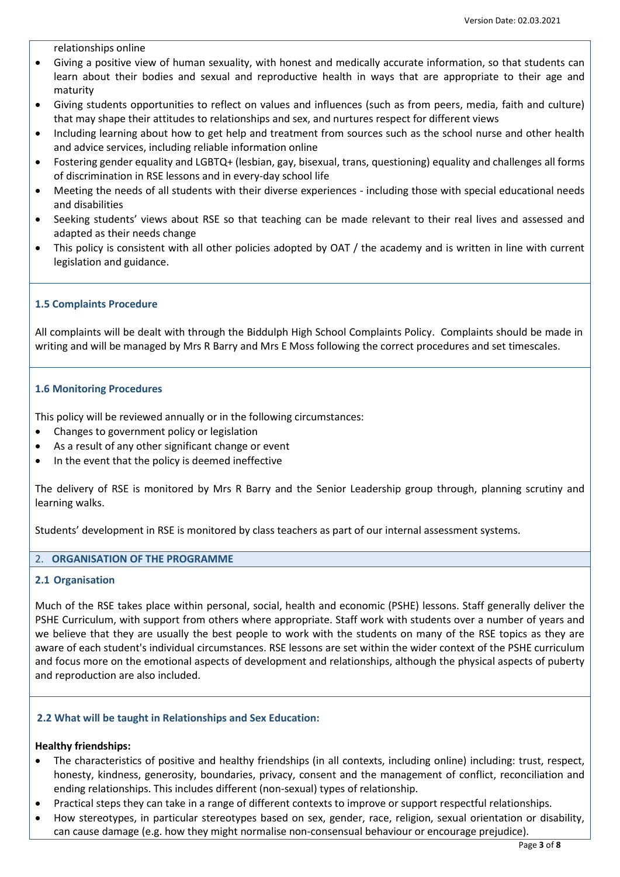relationships online

- Giving a positive view of human sexuality, with honest and medically accurate information, so that students can learn about their bodies and sexual and reproductive health in ways that are appropriate to their age and maturity
- Giving students opportunities to reflect on values and influences (such as from peers, media, faith and culture) that may shape their attitudes to relationships and sex, and nurtures respect for different views
- Including learning about how to get help and treatment from sources such as the school nurse and other health and advice services, including reliable information online
- Fostering gender equality and LGBTQ+ (lesbian, gay, bisexual, trans, questioning) equality and challenges all forms of discrimination in RSE lessons and in every-day school life
- Meeting the needs of all students with their diverse experiences - including those with special educational needs and disabilities
- Seeking students' views about RSE so that teaching can be made relevant to their real lives and assessed and adapted as their needs change
- This policy is consistent with all other policies adopted by OAT / the academy and is written in line with current legislation and guidance.

### 1.5 Complaints Procedure

All complaints will be dealt with through the Biddulph High School Complaints Policy. Complaints should be made in writing and will be managed by Mrs R Barry and Mrs E Moss following the correct procedures and set timescales.

### 1.6 Monitoring Procedures

This policy will be reviewed annually or in the following circumstances:

- Changes to government policy or legislation
- As a result of any other significant change or event
- In the event that the policy is deemed ineffective

The delivery of RSE is monitored by Mrs R Barry and the Senior Leadership group through, planning scrutiny and learning walks.

Students' development in RSE is monitored by class teachers as part of our internal assessment systems.

## 2. ORGANISATION OF THE PROGRAMME

### 2.1 Organisation

Much of the RSE takes place within personal, social, health and economic (PSHE) lessons. Staff generally deliver the PSHE Curriculum, with support from others where appropriate. Staff work with students over a number of years and we believe that they are usually the best people to work with the students on many of the RSE topics as they are aware of each student's individual circumstances. RSE lessons are set within the wider context of the PSHE curriculum and focus more on the emotional aspects of development and relationships, although the physical aspects of puberty and reproduction are also included.

### 2.2 What will be taught in Relationships and Sex Education:

**Healthy friendships:**

- The characteristics of positive and healthy friendships (in all contexts, including online) including: trust, respect, honesty, kindness, generosity, boundaries, privacy, consent and the management of conflict, reconciliation and ending relationships. This includes different (non-sexual) types of relationship.
- Practical steps they can take in a range of different contexts to improve or support respectful relationships.
- How stereotypes, in particular stereotypes based on sex, gender, race, religion, sexual orientation or disability, can cause damage (e.g. how they might normalise non-consensual behaviour or encourage prejudice).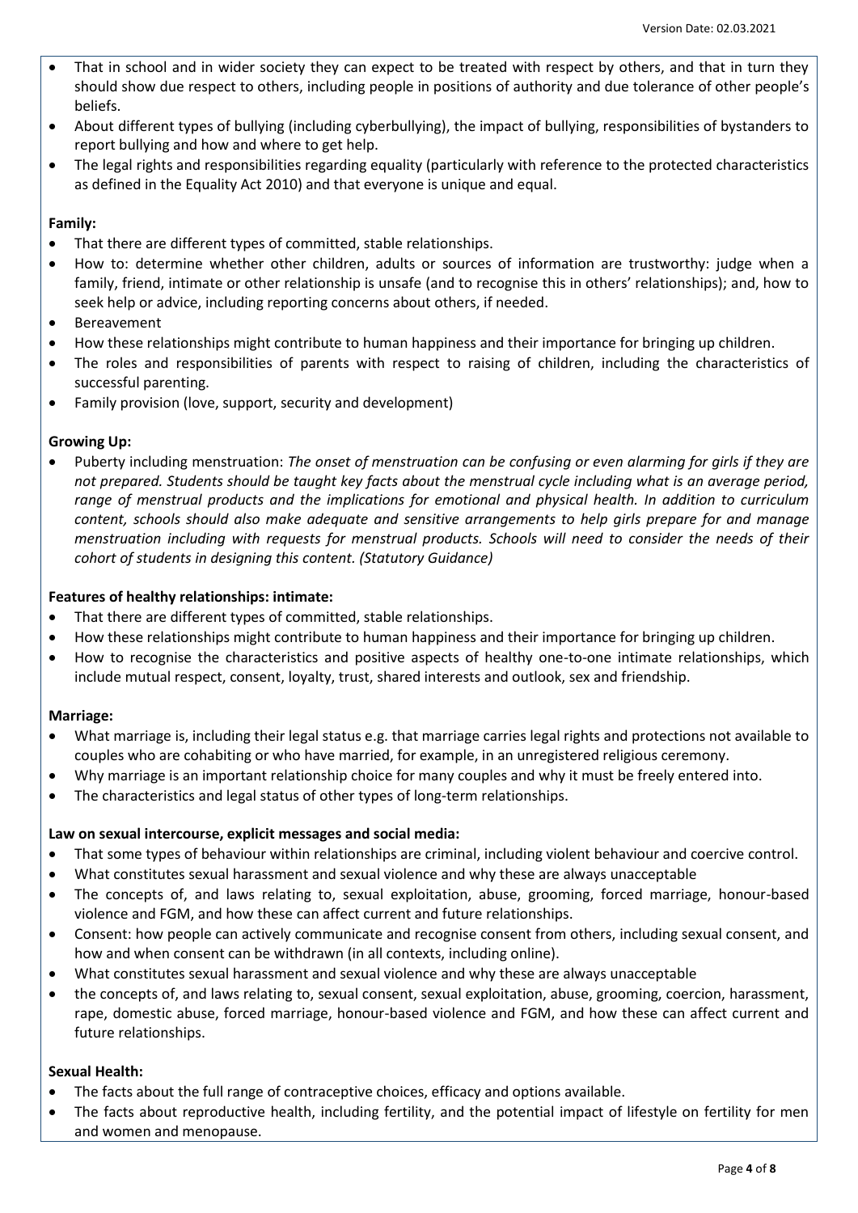- That in school and in wider society they can expect to be treated with respect by others, and that in turn they should show due respect to others, including people in positions of authority and due tolerance of other people's beliefs.
- About different types of bullying (including cyberbullying), the impact of bullying, responsibilities of bystanders to report bullying and how and where to get help.
- The legal rights and responsibilities regarding equality (particularly with reference to the protected characteristics as defined in the Equality Act 2010) and that everyone is unique and equal.

**Family:**

- That there are different types of committed, stable relationships.
- How to: determine whether other children, adults or sources of information are trustworthy: judge when a family, friend, intimate or other relationship is unsafe (and to recognise this in others' relationships); and, how to seek help or advice, including reporting concerns about others, if needed.
- Bereavement
- How these relationships might contribute to human happiness and their importance for bringing up children.
- The roles and responsibilities of parents with respect to raising of children, including the characteristics of successful parenting.
- Family provision (love, support, security and development)

**Growing Up:**

- Puberty including menstruation: *The onset of menstruation can be confusing or even alarming for girls if they are not prepared. Students should be taught key facts about the menstrual cycle including what is an average period, range of menstrual products and the implications for emotional and physical health. In addition to curriculum content, schools should also make adequate and sensitive arrangements to help girls prepare for and manage menstruation including with requests for menstrual products. Schools will need to consider the needs of their cohort of students in designing this content. (Statutory Guidance)*

**Features of healthy relationships: intimate:**

- That there are different types of committed, stable relationships.
- How these relationships might contribute to human happiness and their importance for bringing up children.
- How to recognise the characteristics and positive aspects of healthy one-to-one intimate relationships, which include mutual respect, consent, loyalty, trust, shared interests and outlook, sex and friendship.

**Marriage:**

- What marriage is, including their legal status e.g. that marriage carries legal rights and protections not available to couples who are cohabiting or who have married, for example, in an unregistered religious ceremony.
- Why marriage is an important relationship choice for many couples and why it must be freely entered into.
- The characteristics and legal status of other types of long-term relationships.

**Law on sexual intercourse, explicit messages and social media:**

- That some types of behaviour within relationships are criminal, including violent behaviour and coercive control.
- What constitutes sexual harassment and sexual violence and why these are always unacceptable
- The concepts of, and laws relating to, sexual exploitation, abuse, grooming, forced marriage, honour-based violence and FGM, and how these can affect current and future relationships.
- Consent: how people can actively communicate and recognise consent from others, including sexual consent, and how and when consent can be withdrawn (in all contexts, including online).
- What constitutes sexual harassment and sexual violence and why these are always unacceptable
- the concepts of, and laws relating to, sexual consent, sexual exploitation, abuse, grooming, coercion, harassment, rape, domestic abuse, forced marriage, honour-based violence and FGM, and how these can affect current and future relationships.

**Sexual Health:**

- The facts about the full range of contraceptive choices, efficacy and options available.
- The facts about reproductive health, including fertility, and the potential impact of lifestyle on fertility for men and women and menopause.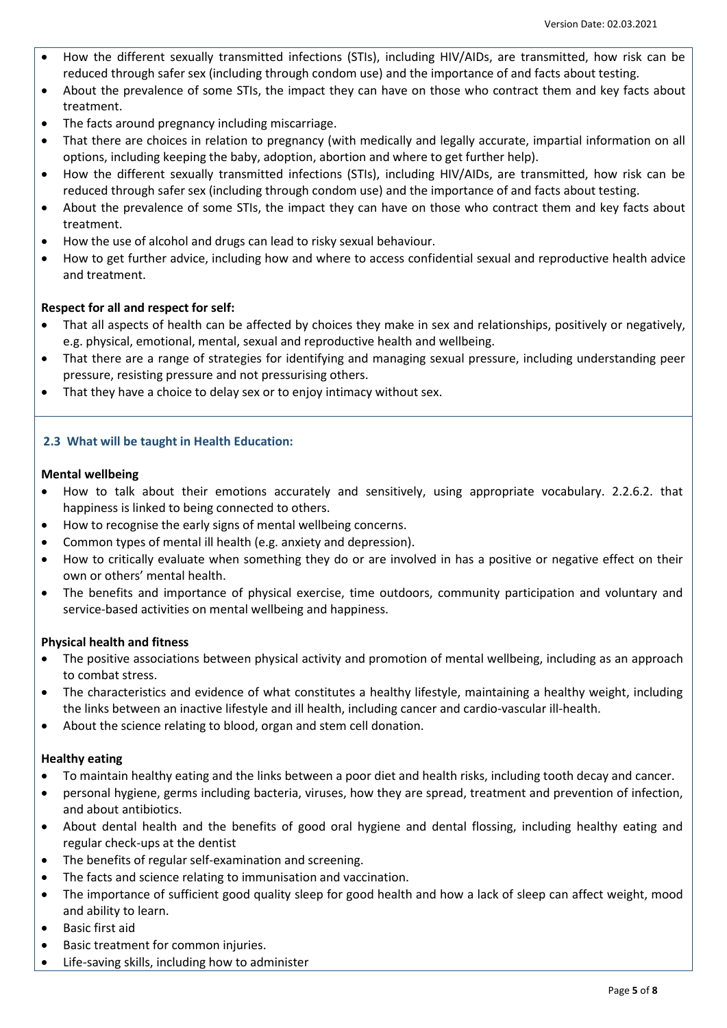- How the different sexually transmitted infections (STIs), including HIV/AIDs, are transmitted, how risk can be reduced through safer sex (including through condom use) and the importance of and facts about testing.
- About the prevalence of some STIs, the impact they can have on those who contract them and key facts about treatment.
- The facts around pregnancy including miscarriage.
- That there are choices in relation to pregnancy (with medically and legally accurate, impartial information on all options, including keeping the baby, adoption, abortion and where to get further help).
- How the different sexually transmitted infections (STIs), including HIV/AIDs, are transmitted, how risk can be reduced through safer sex (including through condom use) and the importance of and facts about testing.
- About the prevalence of some STIs, the impact they can have on those who contract them and key facts about treatment.
- How the use of alcohol and drugs can lead to risky sexual behaviour.
- How to get further advice, including how and where to access confidential sexual and reproductive health advice and treatment.

**Respect for all and respect for self:**

- That all aspects of health can be affected by choices they make in sex and relationships, positively or negatively, e.g. physical, emotional, mental, sexual and reproductive health and wellbeing.
- That there are a range of strategies for identifying and managing sexual pressure, including understanding peer pressure, resisting pressure and not pressurising others.
- That they have a choice to delay sex or to enjoy intimacy without sex.

### 2.3 What will be taught in Health Education:

**Mental wellbeing**

- How to talk about their emotions accurately and sensitively, using appropriate vocabulary. 2.2.6.2. that happiness is linked to being connected to others.
- How to recognise the early signs of mental wellbeing concerns.
- Common types of mental ill health (e.g. anxiety and depression).
- How to critically evaluate when something they do or are involved in has a positive or negative effect on their own or others' mental health.
- The benefits and importance of physical exercise, time outdoors, community participation and voluntary and service-based activities on mental wellbeing and happiness.

**Physical health and fitness**

- The positive associations between physical activity and promotion of mental wellbeing, including as an approach to combat stress.
- The characteristics and evidence of what constitutes a healthy lifestyle, maintaining a healthy weight, including the links between an inactive lifestyle and ill health, including cancer and cardio-vascular ill-health.
- About the science relating to blood, organ and stem cell donation.

**Healthy eating**

- To maintain healthy eating and the links between a poor diet and health risks, including tooth decay and cancer.
- personal hygiene, germs including bacteria, viruses, how they are spread, treatment and prevention of infection, and about antibiotics.
- About dental health and the benefits of good oral hygiene and dental flossing, including healthy eating and regular check-ups at the dentist
- The benefits of regular self-examination and screening.
- The facts and science relating to immunisation and vaccination.
- The importance of sufficient good quality sleep for good health and how a lack of sleep can affect weight, mood and ability to learn.
- Basic first aid
- Basic treatment for common injuries.
- Life-saving skills, including how to administer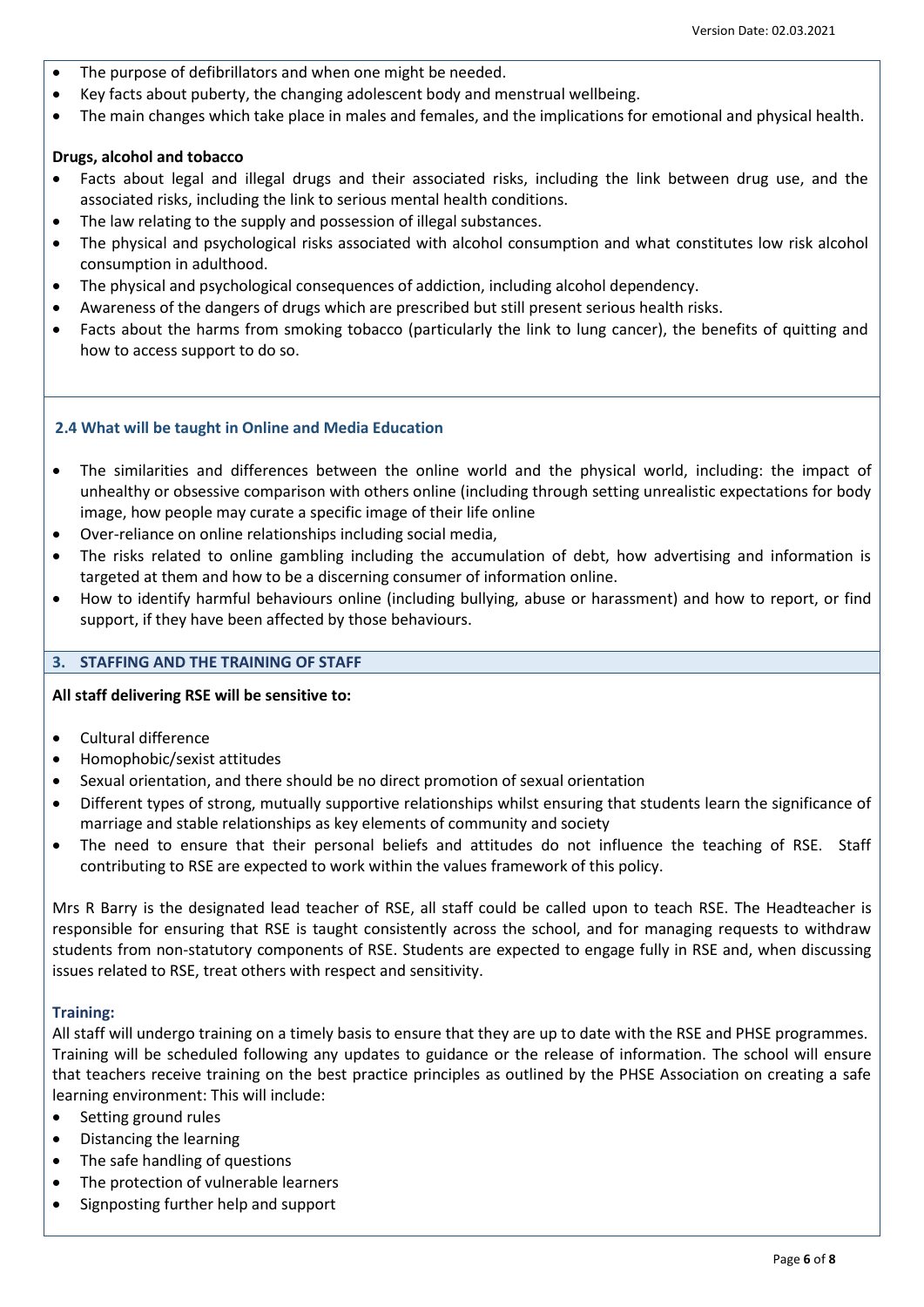- The purpose of defibrillators and when one might be needed.
- Key facts about puberty, the changing adolescent body and menstrual wellbeing.
- The main changes which take place in males and females, and the implications for emotional and physical health.

**Drugs, alcohol and tobacco**

- Facts about legal and illegal drugs and their associated risks, including the link between drug use, and the associated risks, including the link to serious mental health conditions.
- The law relating to the supply and possession of illegal substances.
- The physical and psychological risks associated with alcohol consumption and what constitutes low risk alcohol consumption in adulthood.
- The physical and psychological consequences of addiction, including alcohol dependency.
- Awareness of the dangers of drugs which are prescribed but still present serious health risks.
- Facts about the harms from smoking tobacco (particularly the link to lung cancer), the benefits of quitting and how to access support to do so.

### 2.4 What will be taught in Online and Media Education

- The similarities and differences between the online world and the physical world, including: the impact of unhealthy or obsessive comparison with others online (including through setting unrealistic expectations for body image, how people may curate a specific image of their life online
- Over-reliance on online relationships including social media,
- The risks related to online gambling including the accumulation of debt, how advertising and information is targeted at them and how to be a discerning consumer of information online.
- How to identify harmful behaviours online (including bullying, abuse or harassment) and how to report, or find support, if they have been affected by those behaviours.

## 3. STAFFING AND THE TRAINING OF STAFF

**All staff delivering RSE will be sensitive to:**

- Cultural difference
- Homophobic/sexist attitudes
- Sexual orientation, and there should be no direct promotion of sexual orientation
- Different types of strong, mutually supportive relationships whilst ensuring that students learn the significance of marriage and stable relationships as key elements of community and society
- The need to ensure that their personal beliefs and attitudes do not influence the teaching of RSE. Staff contributing to RSE are expected to work within the values framework of this policy.

Mrs R Barry is the designated lead teacher of RSE, all staff could be called upon to teach RSE. The Headteacher is responsible for ensuring that RSE is taught consistently across the school, and for managing requests to withdraw students from non-statutory components of RSE. Students are expected to engage fully in RSE and, when discussing issues related to RSE, treat others with respect and sensitivity.

### Training:

All staff will undergo training on a timely basis to ensure that they are up to date with the RSE and PHSE programmes. Training will be scheduled following any updates to guidance or the release of information. The school will ensure that teachers receive training on the best practice principles as outlined by the PHSE Association on creating a safe learning environment: This will include:

- Setting ground rules
- Distancing the learning
- The safe handling of questions
- The protection of vulnerable learners
- Signposting further help and support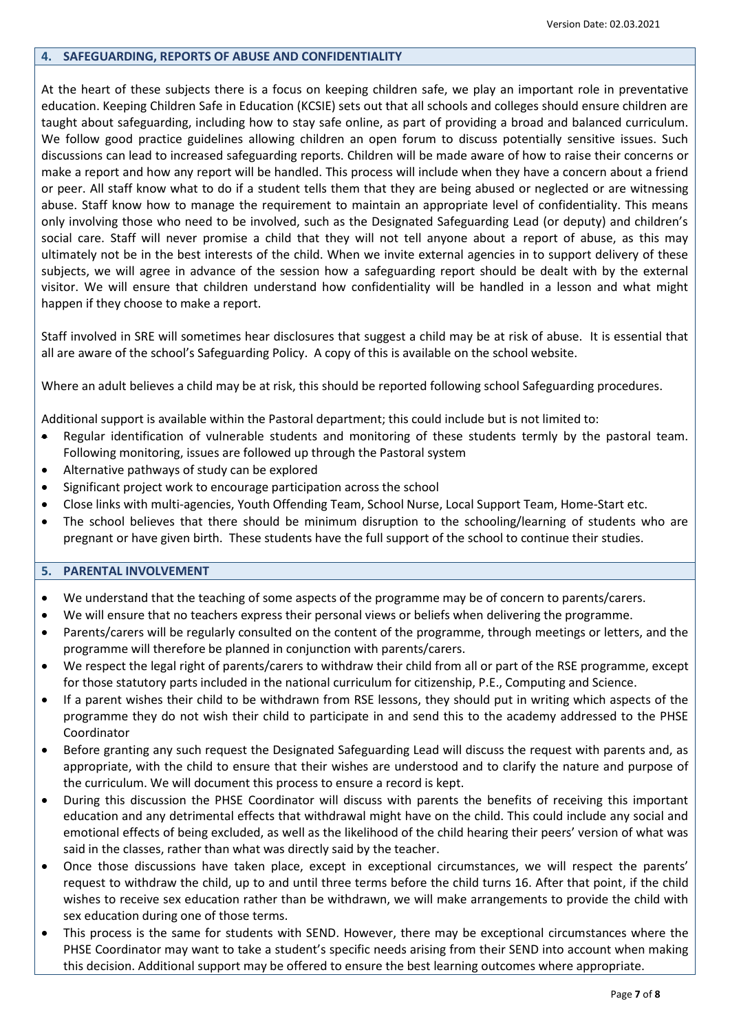## 4. SAFEGUARDING, REPORTS OF ABUSE AND CONFIDENTIALITY

At the heart of these subjects there is a focus on keeping children safe, we play an important role in preventative education. Keeping Children Safe in Education (KCSIE) sets out that all schools and colleges should ensure children are taught about safeguarding, including how to stay safe online, as part of providing a broad and balanced curriculum. We follow good practice guidelines allowing children an open forum to discuss potentially sensitive issues. Such discussions can lead to increased safeguarding reports. Children will be made aware of how to raise their concerns or make a report and how any report will be handled. This process will include when they have a concern about a friend or peer. All staff know what to do if a student tells them that they are being abused or neglected or are witnessing abuse. Staff know how to manage the requirement to maintain an appropriate level of confidentiality. This means only involving those who need to be involved, such as the Designated Safeguarding Lead (or deputy) and children's social care. Staff will never promise a child that they will not tell anyone about a report of abuse, as this may ultimately not be in the best interests of the child. When we invite external agencies in to support delivery of these subjects, we will agree in advance of the session how a safeguarding report should be dealt with by the external visitor. We will ensure that children understand how confidentiality will be handled in a lesson and what might happen if they choose to make a report.

Staff involved in SRE will sometimes hear disclosures that suggest a child may be at risk of abuse. It is essential that all are aware of the school's Safeguarding Policy. A copy of this is available on the school website.

Where an adult believes a child may be at risk, this should be reported following school Safeguarding procedures.

Additional support is available within the Pastoral department; this could include but is not limited to:

- Regular identification of vulnerable students and monitoring of these students termly by the pastoral team. Following monitoring, issues are followed up through the Pastoral system
- Alternative pathways of study can be explored
- Significant project work to encourage participation across the school
- Close links with multi-agencies, Youth Offending Team, School Nurse, Local Support Team, Home-Start etc.
- The school believes that there should be minimum disruption to the schooling/learning of students who are pregnant or have given birth. These students have the full support of the school to continue their studies.

## 5. PARENTAL INVOLVEMENT

- We understand that the teaching of some aspects of the programme may be of concern to parents/carers.
- We will ensure that no teachers express their personal views or beliefs when delivering the programme.
- Parents/carers will be regularly consulted on the content of the programme, through meetings or letters, and the programme will therefore be planned in conjunction with parents/carers.
- We respect the legal right of parents/carers to withdraw their child from all or part of the RSE programme, except for those statutory parts included in the national curriculum for citizenship, P.E., Computing and Science.
- If a parent wishes their child to be withdrawn from RSE lessons, they should put in writing which aspects of the programme they do not wish their child to participate in and send this to the academy addressed to the PHSE Coordinator
- Before granting any such request the Designated Safeguarding Lead will discuss the request with parents and, as appropriate, with the child to ensure that their wishes are understood and to clarify the nature and purpose of the curriculum. We will document this process to ensure a record is kept.
- During this discussion the PHSE Coordinator will discuss with parents the benefits of receiving this important education and any detrimental effects that withdrawal might have on the child. This could include any social and emotional effects of being excluded, as well as the likelihood of the child hearing their peers' version of what was said in the classes, rather than what was directly said by the teacher.
- Once those discussions have taken place, except in exceptional circumstances, we will respect the parents' request to withdraw the child, up to and until three terms before the child turns 16. After that point, if the child wishes to receive sex education rather than be withdrawn, we will make arrangements to provide the child with sex education during one of those terms.
- This process is the same for students with SEND. However, there may be exceptional circumstances where the PHSE Coordinator may want to take a student's specific needs arising from their SEND into account when making this decision. Additional support may be offered to ensure the best learning outcomes where appropriate.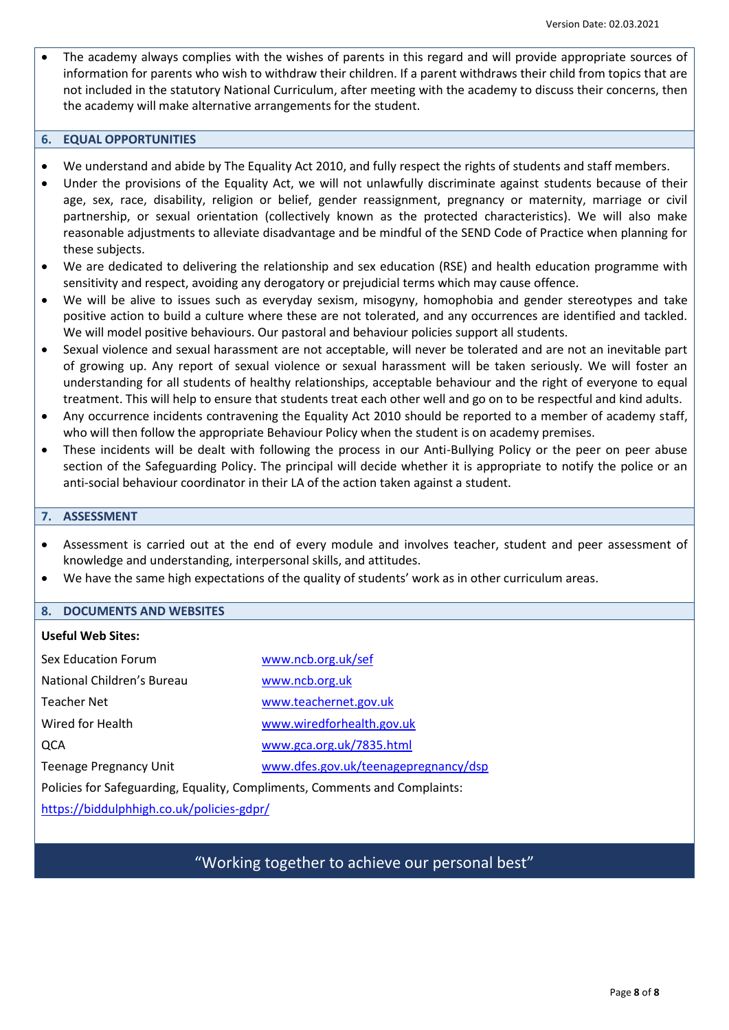- The academy always complies with the wishes of parents in this regard and will provide appropriate sources of information for parents who wish to withdraw their children. If a parent withdraws their child from topics that are not included in the statutory National Curriculum, after meeting with the academy to discuss their concerns, then the academy will make alternative arrangements for the student.

## 6. EQUAL OPPORTUNITIES

- We understand and abide by The Equality Act 2010, and fully respect the rights of students and staff members.
- Under the provisions of the Equality Act, we will not unlawfully discriminate against students because of their age, sex, race, disability, religion or belief, gender reassignment, pregnancy or maternity, marriage or civil partnership, or sexual orientation (collectively known as the protected characteristics). We will also make reasonable adjustments to alleviate disadvantage and be mindful of the SEND Code of Practice when planning for these subjects.
- We are dedicated to delivering the relationship and sex education (RSE) and health education programme with sensitivity and respect, avoiding any derogatory or prejudicial terms which may cause offence.
- We will be alive to issues such as everyday sexism, misogyny, homophobia and gender stereotypes and take positive action to build a culture where these are not tolerated, and any occurrences are identified and tackled. We will model positive behaviours. Our pastoral and behaviour policies support all students.
- Sexual violence and sexual harassment are not acceptable, will never be tolerated and are not an inevitable part of growing up. Any report of sexual violence or sexual harassment will be taken seriously. We will foster an understanding for all students of healthy relationships, acceptable behaviour and the right of everyone to equal treatment. This will help to ensure that students treat each other well and go on to be respectful and kind adults.
- Any occurrence incidents contravening the Equality Act 2010 should be reported to a member of academy staff, who will then follow the appropriate Behaviour Policy when the student is on academy premises.
- These incidents will be dealt with following the process in our Anti-Bullying Policy or the peer on peer abuse section of the Safeguarding Policy. The principal will decide whether it is appropriate to notify the police or an anti-social behaviour coordinator in their LA of the action taken against a student.

## 7. ASSESSMENT

- Assessment is carried out at the end of every module and involves teacher, student and peer assessment of knowledge and understanding, interpersonal skills, and attitudes.
- We have the same high expectations of the quality of students' work as in other curriculum areas.

## 8. DOCUMENTS AND WEBSITES

**Useful Web Sites:**

| | |
|---|---|
| Sex Education Forum | www.ncb.org.uk/sef |
| National Children's Bureau | www.ncb.org.uk |
| Teacher Net | www.teachernet.gov.uk |
| Wired for Health | www.wiredforhealth.gov.uk |
| QCA | www.qca.org.uk/7835.html |
| Teenage Pregnancy Unit | www.dfes.gov.uk/teenagepregnancy/dsp |

Policies for Safeguarding, Equality, Compliments, Comments and Complaints:

https://biddulphhigh.co.uk/policies-gdpr/

"Working together to achieve our personal best"